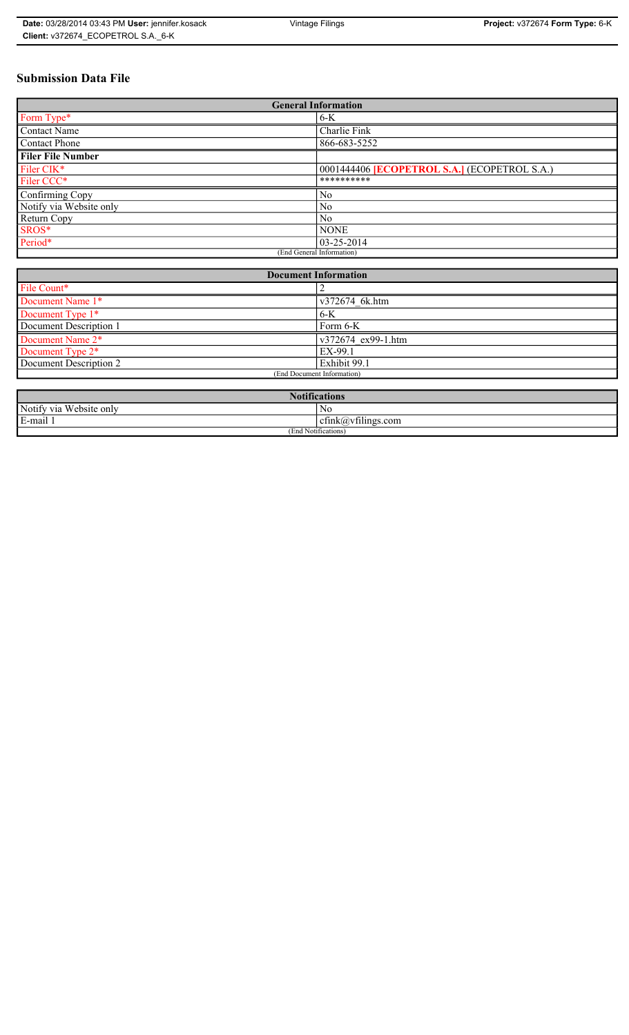# Submission Data File

| General Information | |
|---|---|
| Form Type* | 6-K |
| Contact Name | Charlie Fink |
| Contact Phone | 866-683-5252 |
| **Filer File Number** | |
| Filer CIK* | 0001444406 **[ECOPETROL S.A.]** (ECOPETROL S.A.) |
| Filer CCC* | ********** |
| Confirming Copy | No |
| Notify via Website only | No |
| Return Copy | No |
| SROS* | NONE |
| Period* | 03-25-2014 |
| (End General Information) | |

| Document Information | |
|---|---|
| File Count* | 2 |
| Document Name 1* | v372674_6k.htm |
| Document Type 1* | 6-K |
| Document Description 1 | Form 6-K |
| Document Name 2* | v372674_ex99-1.htm |
| Document Type 2* | EX-99.1 |
| Document Description 2 | Exhibit 99.1 |
| (End Document Information) | |

| Notifications | |
|---|---|
| Notify via Website only | No |
| E-mail 1 | cfink@vfilings.com |
| (End Notifications) | |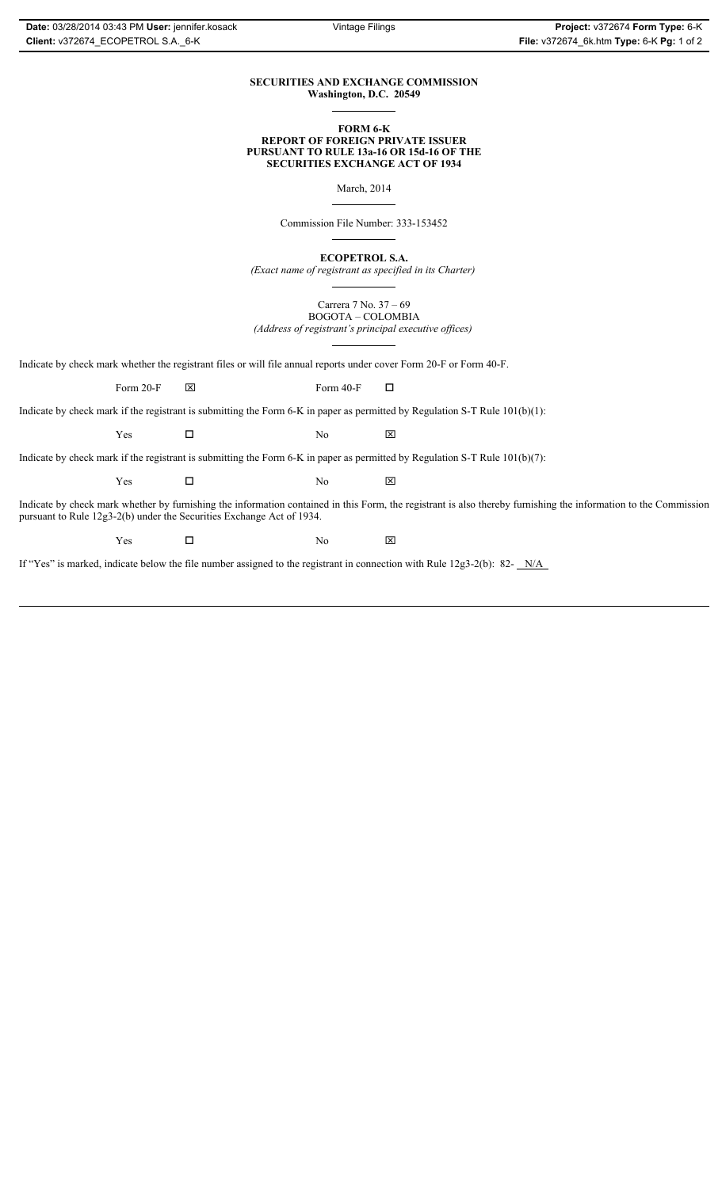**SECURITIES AND EXCHANGE COMMISSION**
**Washington, D.C. 20549**

**FORM 6-K**
**REPORT OF FOREIGN PRIVATE ISSUER**
**PURSUANT TO RULE 13a-16 OR 15d-16 OF THE**
**SECURITIES EXCHANGE ACT OF 1934**

March, 2014

Commission File Number: 333-153452

**ECOPETROL S.A.**
*(Exact name of registrant as specified in its Charter)*

Carrera 7 No. 37 – 69
BOGOTA – COLOMBIA
*(Address of registrant's principal executive offices)*

Indicate by check mark whether the registrant files or will file annual reports under cover Form 20-F or Form 40-F.

Form 20-F ☒ Form 40-F ☐

Indicate by check mark if the registrant is submitting the Form 6-K in paper as permitted by Regulation S-T Rule 101(b)(1):

Yes ☐ No ☒

Indicate by check mark if the registrant is submitting the Form 6-K in paper as permitted by Regulation S-T Rule 101(b)(7):

Yes ☐ No ☒

Indicate by check mark whether by furnishing the information contained in this Form, the registrant is also thereby furnishing the information to the Commission pursuant to Rule 12g3-2(b) under the Securities Exchange Act of 1934.

Yes ☐ No ☒

If "Yes" is marked, indicate below the file number assigned to the registrant in connection with Rule 12g3-2(b): 82- N/A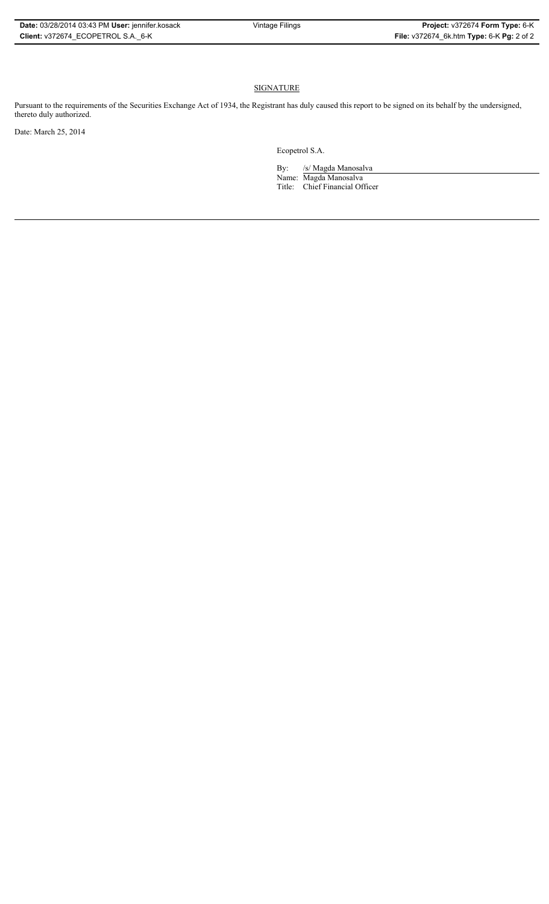## SIGNATURE

Pursuant to the requirements of the Securities Exchange Act of 1934, the Registrant has duly caused this report to be signed on its behalf by the undersigned, thereto duly authorized.

Date: March 25, 2014

Ecopetrol S.A.

By: /s/ Magda Manosalva

Name: Magda Manosalva

Title: Chief Financial Officer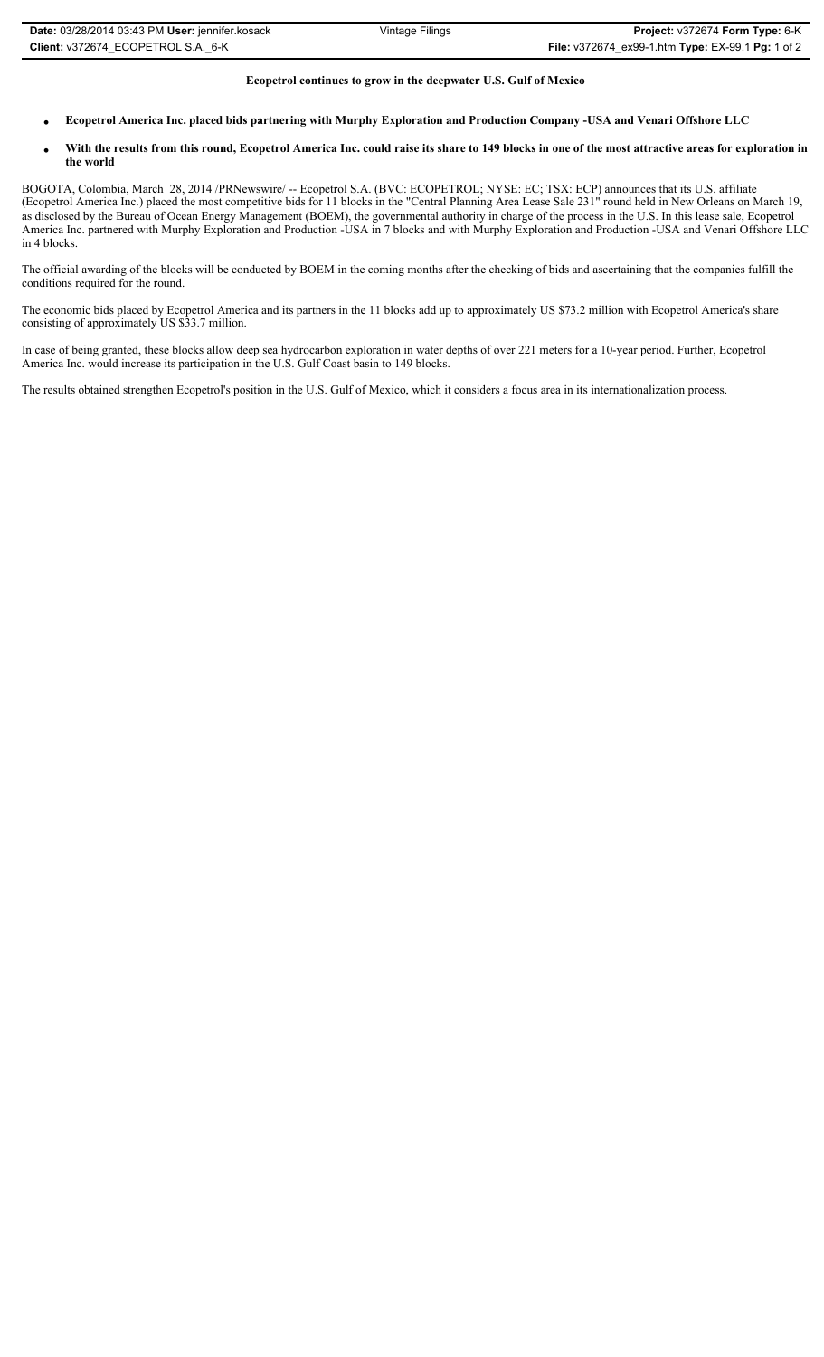**Ecopetrol continues to grow in the deepwater U.S. Gulf of Mexico**

- **Ecopetrol America Inc. placed bids partnering with Murphy Exploration and Production Company -USA and Venari Offshore LLC**
- **With the results from this round, Ecopetrol America Inc. could raise its share to 149 blocks in one of the most attractive areas for exploration in the world**

BOGOTA, Colombia, March 28, 2014 /PRNewswire/ -- Ecopetrol S.A. (BVC: ECOPETROL; NYSE: EC; TSX: ECP) announces that its U.S. affiliate (Ecopetrol America Inc.) placed the most competitive bids for 11 blocks in the "Central Planning Area Lease Sale 231" round held in New Orleans on March 19, as disclosed by the Bureau of Ocean Energy Management (BOEM), the governmental authority in charge of the process in the U.S. In this lease sale, Ecopetrol America Inc. partnered with Murphy Exploration and Production -USA in 7 blocks and with Murphy Exploration and Production -USA and Venari Offshore LLC in 4 blocks.

The official awarding of the blocks will be conducted by BOEM in the coming months after the checking of bids and ascertaining that the companies fulfill the conditions required for the round.

The economic bids placed by Ecopetrol America and its partners in the 11 blocks add up to approximately US $73.2 million with Ecopetrol America's share consisting of approximately US $33.7 million.

In case of being granted, these blocks allow deep sea hydrocarbon exploration in water depths of over 221 meters for a 10-year period. Further, Ecopetrol America Inc. would increase its participation in the U.S. Gulf Coast basin to 149 blocks.

The results obtained strengthen Ecopetrol's position in the U.S. Gulf of Mexico, which it considers a focus area in its internationalization process.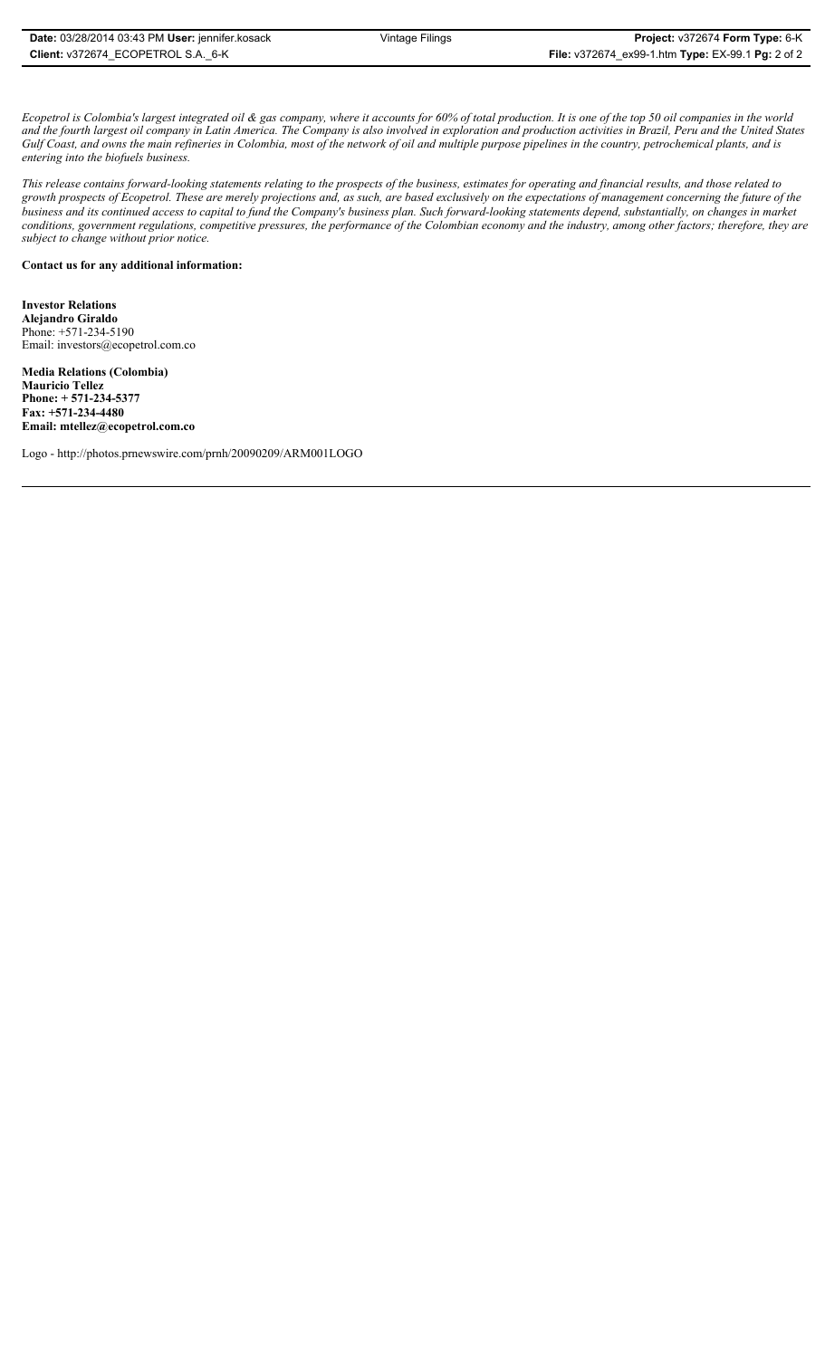*Ecopetrol is Colombia's largest integrated oil & gas company, where it accounts for 60% of total production. It is one of the top 50 oil companies in the world and the fourth largest oil company in Latin America. The Company is also involved in exploration and production activities in Brazil, Peru and the United States Gulf Coast, and owns the main refineries in Colombia, most of the network of oil and multiple purpose pipelines in the country, petrochemical plants, and is entering into the biofuels business.*

*This release contains forward-looking statements relating to the prospects of the business, estimates for operating and financial results, and those related to growth prospects of Ecopetrol. These are merely projections and, as such, are based exclusively on the expectations of management concerning the future of the business and its continued access to capital to fund the Company's business plan. Such forward-looking statements depend, substantially, on changes in market conditions, government regulations, competitive pressures, the performance of the Colombian economy and the industry, among other factors; therefore, they are subject to change without prior notice.*

**Contact us for any additional information:**

**Investor Relations**
**Alejandro Giraldo**
Phone: +571-234-5190
Email: investors@ecopetrol.com.co

**Media Relations (Colombia)**
**Mauricio Tellez**
**Phone: + 571-234-5377**
**Fax: +571-234-4480**
**Email: mtellez@ecopetrol.com.co**

Logo - http://photos.prnewswire.com/prnh/20090209/ARM001LOGO